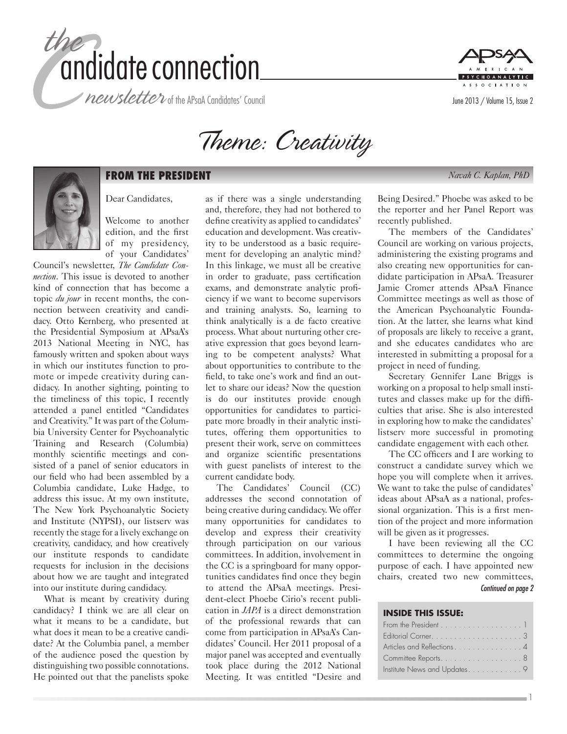# the candidate connection

*newsletter* of the APsaA Candidates' Council

June 2013 / Volume 15, Issue 2

## Theme: Creativity

### FROM THE PRESIDENT

*Navah C. Kaplan, PhD*

Dear Candidates,

Welcome to another edition, and the first of my presidency, of your Candidates' Council's newsletter, *The Candidate Connection*. This issue is devoted to another kind of connection that has become a topic *du jour* in recent months, the connection between creativity and candidacy. Otto Kernberg, who presented at the Presidential Symposium at APsaA's 2013 National Meeting in NYC, has famously written and spoken about ways in which our institutes function to promote or impede creativity during candidacy. In another sighting, pointing to the timeliness of this topic, I recently attended a panel entitled "Candidates and Creativity." It was part of the Columbia University Center for Psychoanalytic Training and Research (Columbia) monthly scientific meetings and consisted of a panel of senior educators in our field who had been assembled by a Columbia candidate, Luke Hadge, to address this issue. At my own institute, The New York Psychoanalytic Society and Institute (NYPSI), our listserv was recently the stage for a lively exchange on creativity, candidacy, and how creatively our institute responds to candidate requests for inclusion in the decisions about how we are taught and integrated into our institute during candidacy.

What is meant by creativity during candidacy? I think we are all clear on what it means to be a candidate, but what does it mean to be a creative candidate? At the Columbia panel, a member of the audience posed the question by distinguishing two possible connotations. He pointed out that the panelists spoke as if there was a single understanding and, therefore, they had not bothered to define creativity as applied to candidates' education and development. Was creativity to be understood as a basic requirement for developing an analytic mind? In this linkage, we must all be creative in order to graduate, pass certification exams, and demonstrate analytic proficiency if we want to become supervisors and training analysts. So, learning to think analytically is a de facto creative process. What about nurturing other creative expression that goes beyond learning to be competent analysts? What about opportunities to contribute to the field, to take one's work and find an outlet to share our ideas? Now the question is do our institutes provide enough opportunities for candidates to participate more broadly in their analytic institutes, offering them opportunities to present their work, serve on committees and organize scientific presentations with guest panelists of interest to the current candidate body.

The Candidates' Council (CC) addresses the second connotation of being creative during candidacy. We offer many opportunities for candidates to develop and express their creativity through participation on our various committees. In addition, involvement in the CC is a springboard for many opportunities candidates find once they begin to attend the APsaA meetings. President-elect Phoebe Cirio's recent publication in *JAPA* is a direct demonstration of the professional rewards that can come from participation in APsaA's Candidates' Council. Her 2011 proposal of a major panel was accepted and eventually took place during the 2012 National Meeting. It was entitled "Desire and Being Desired." Phoebe was asked to be the reporter and her Panel Report was recently published.

The members of the Candidates' Council are working on various projects, administering the existing programs and also creating new opportunities for candidate participation in APsaA. Treasurer Jamie Cromer attends APsaA Finance Committee meetings as well as those of the American Psychoanalytic Foundation. At the latter, she learns what kind of proposals are likely to receive a grant, and she educates candidates who are interested in submitting a proposal for a project in need of funding.

Secretary Gennifer Lane Briggs is working on a proposal to help small institutes and classes make up for the difficulties that arise. She is also interested in exploring how to make the candidates' listserv more successful in promoting candidate engagement with each other.

The CC officers and I are working to construct a candidate survey which we hope you will complete when it arrives. We want to take the pulse of candidates' ideas about APsaA as a national, professional organization. This is a first mention of the project and more information will be given as it progresses.

I have been reviewing all the CC committees to determine the ongoing purpose of each. I have appointed new chairs, created two new committees,

*Continued on page 2*

#### INSIDE THIS ISSUE:

- From the President . . . . . . . . . . . . . . . . . 1
- Editorial Corner. . . . . . . . . . . . . . . . . . . . 3
- Articles and Reflections . . . . . . . . . . . . . . . 4
- Committee Reports. . . . . . . . . . . . . . . . . . 8
- Institute News and Updates. . . . . . . . . . . . 9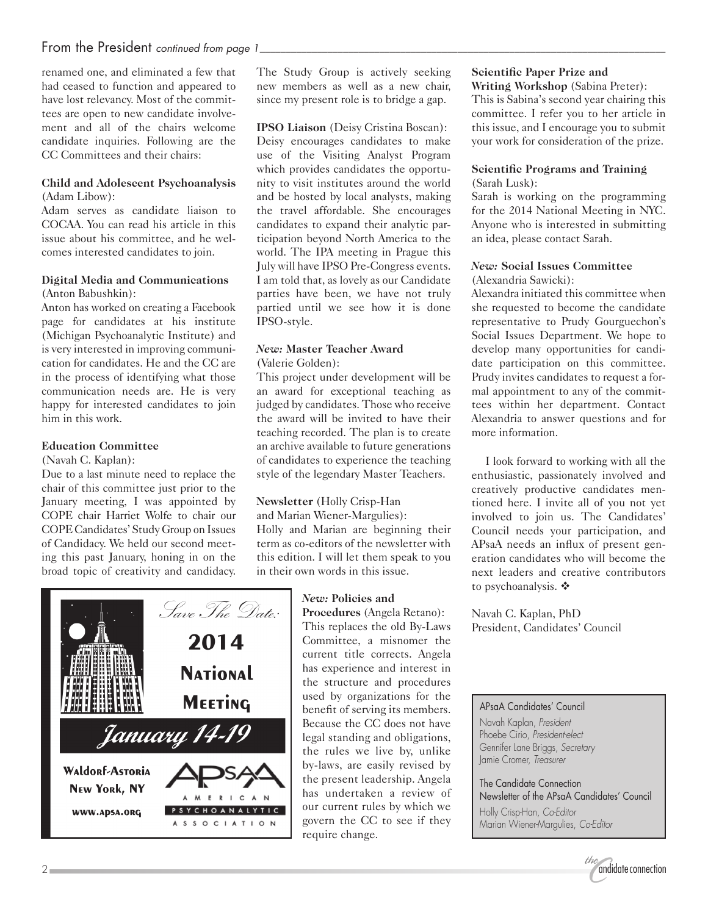## From the President *continued from page 1*

renamed one, and eliminated a few that had ceased to function and appeared to have lost relevancy. Most of the committees are open to new candidate involvement and all of the chairs welcome candidate inquiries. Following are the CC Committees and their chairs:

**Child and Adolescent Psychoanalysis** (Adam Libow):
Adam serves as candidate liaison to COCAA. You can read his article in this issue about his committee, and he welcomes interested candidates to join.

**Digital Media and Communications** (Anton Babushkin):
Anton has worked on creating a Facebook page for candidates at his institute (Michigan Psychoanalytic Institute) and is very interested in improving communication for candidates. He and the CC are in the process of identifying what those communication needs are. He is very happy for interested candidates to join him in this work.

**Education Committee**
(Navah C. Kaplan):
Due to a last minute need to replace the chair of this committee just prior to the January meeting, I was appointed by COPE chair Harriet Wolfe to chair our COPE Candidates' Study Group on Issues of Candidacy. We held our second meeting this past January, honing in on the broad topic of creativity and candidacy. The Study Group is actively seeking new members as well as a new chair, since my present role is to bridge a gap.

**IPSO Liaison** (Deisy Cristina Boscan):
Deisy encourages candidates to make use of the Visiting Analyst Program which provides candidates the opportunity to visit institutes around the world and be hosted by local analysts, making the travel affordable. She encourages candidates to expand their analytic participation beyond North America to the world. The IPA meeting in Prague this July will have IPSO Pre-Congress events. I am told that, as lovely as our Candidate parties have been, we have not truly partied until we see how it is done IPSO-style.

***New:* Master Teacher Award**
(Valerie Golden):
This project under development will be an award for exceptional teaching as judged by candidates. Those who receive the award will be invited to have their teaching recorded. The plan is to create an archive available to future generations of candidates to experience the teaching style of the legendary Master Teachers.

**Newsletter** (Holly Crisp-Han and Marian Wiener-Margulies):
Holly and Marian are beginning their term as co-editors of the newsletter with this edition. I will let them speak to you in their own words in this issue.

***New:* Policies and Procedures** (Angela Retano):
This replaces the old By-Laws Committee, a misnomer the current title corrects. Angela has experience and interest in the structure and procedures used by organizations for the benefit of serving its members. Because the CC does not have legal standing and obligations, the rules we live by, unlike by-laws, are easily revised by the present leadership. Angela has undertaken a review of our current rules by which we govern the CC to see if they require change.

*Save The Date:*
**2014 National Meeting**
*January 14-19*
Waldorf-Astoria
New York, NY
www.apsa.org
APsaA American Psychoanalytic Association

**Scientific Paper Prize and Writing Workshop** (Sabina Preter):
This is Sabina's second year chairing this committee. I refer you to her article in this issue, and I encourage you to submit your work for consideration of the prize.

**Scientific Programs and Training** (Sarah Lusk):
Sarah is working on the programming for the 2014 National Meeting in NYC. Anyone who is interested in submitting an idea, please contact Sarah.

***New:* Social Issues Committee**
(Alexandria Sawicki):
Alexandria initiated this committee when she requested to become the candidate representative to Prudy Gourguechon's Social Issues Department. We hope to develop many opportunities for candidate participation on this committee. Prudy invites candidates to request a formal appointment to any of the committees within her department. Contact Alexandria to answer questions and for more information.

I look forward to working with all the enthusiastic, passionately involved and creatively productive candidates mentioned here. I invite all of you not yet involved to join us. The Candidates' Council needs your participation, and APsaA needs an influx of present generation candidates who will become the next leaders and creative contributors to psychoanalysis. ❖

Navah C. Kaplan, PhD
President, Candidates' Council

APsaA Candidates' Council
Navah Kaplan, *President*
Phoebe Cirio, *President-elect*
Gennifer Lane Briggs, *Secretary*
Jamie Cromer, *Treasurer*

The Candidate Connection
Newsletter of the APsaA Candidates' Council
Holly Crisp-Han, *Co-Editor*
Marian Wiener-Margulies, *Co-Editor*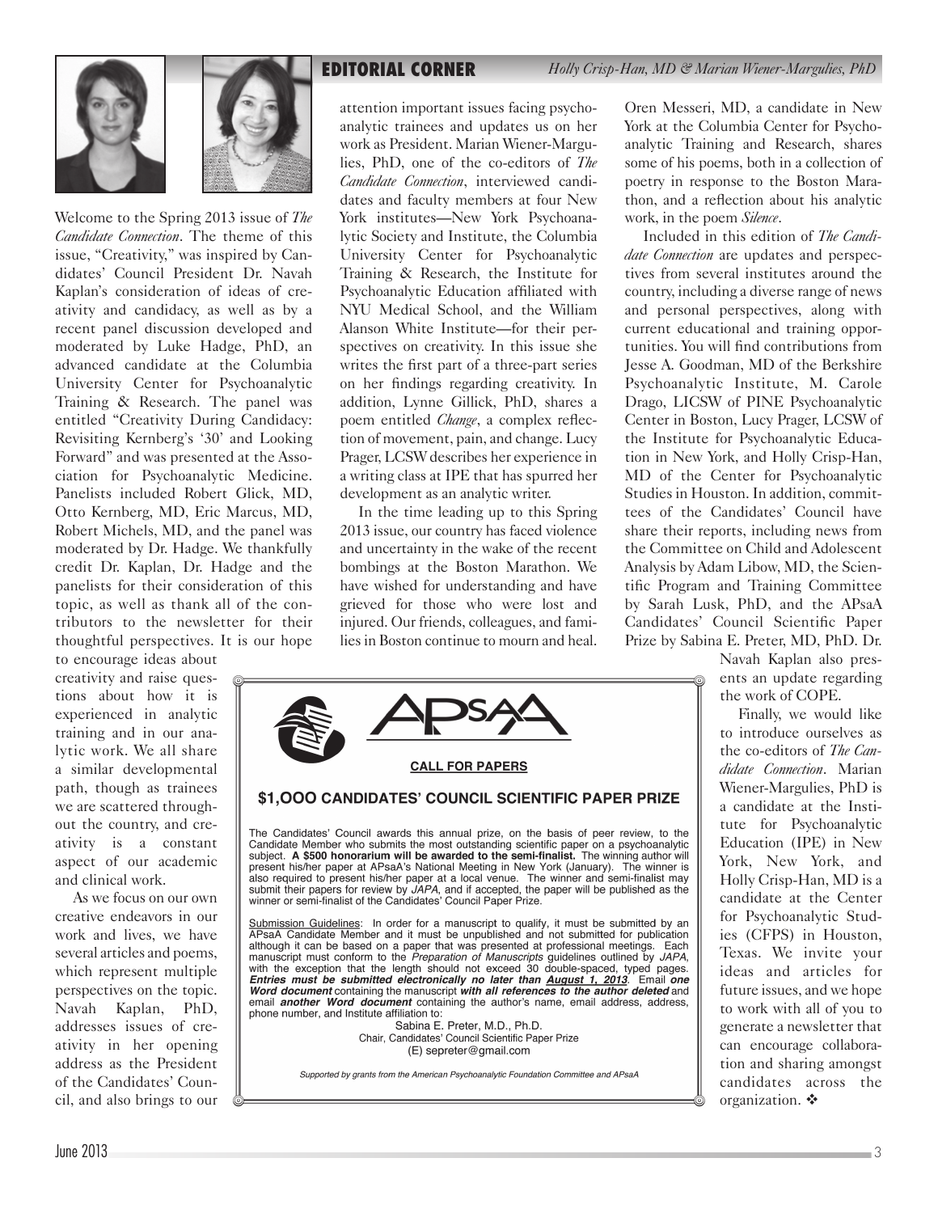## EDITORIAL CORNER

*Holly Crisp-Han, MD & Marian Wiener-Margulies, PhD*

Welcome to the Spring 2013 issue of *The Candidate Connection*. The theme of this issue, "Creativity," was inspired by Candidates' Council President Dr. Navah Kaplan's consideration of ideas of creativity and candidacy, as well as by a recent panel discussion developed and moderated by Luke Hadge, PhD, an advanced candidate at the Columbia University Center for Psychoanalytic Training & Research. The panel was entitled "Creativity During Candidacy: Revisiting Kernberg's '30' and Looking Forward" and was presented at the Association for Psychoanalytic Medicine. Panelists included Robert Glick, MD, Otto Kernberg, MD, Eric Marcus, MD, Robert Michels, MD, and the panel was moderated by Dr. Hadge. We thankfully credit Dr. Kaplan, Dr. Hadge and the panelists for their consideration of this topic, as well as thank all of the contributors to the newsletter for their thoughtful perspectives. It is our hope to encourage ideas about creativity and raise questions about how it is experienced in analytic training and in our analytic work. We all share a similar developmental path, though as trainees we are scattered throughout the country, and creativity is a constant aspect of our academic and clinical work.

As we focus on our own creative endeavors in our work and lives, we have several articles and poems, which represent multiple perspectives on the topic. Navah Kaplan, PhD, addresses issues of creativity in her opening address as the President of the Candidates' Council, and also brings to our attention important issues facing psychoanalytic trainees and updates us on her work as President. Marian Wiener-Margulies, PhD, one of the co-editors of *The Candidate Connection*, interviewed candidates and faculty members at four New York institutes—New York Psychoanalytic Society and Institute, the Columbia University Center for Psychoanalytic Training & Research, the Institute for Psychoanalytic Education affiliated with NYU Medical School, and the William Alanson White Institute—for their perspectives on creativity. In this issue she writes the first part of a three-part series on her findings regarding creativity. In addition, Lynne Gillick, PhD, shares a poem entitled *Change*, a complex reflection of movement, pain, and change. Lucy Prager, LCSW describes her experience in a writing class at IPE that has spurred her development as an analytic writer.

In the time leading up to this Spring 2013 issue, our country has faced violence and uncertainty in the wake of the recent bombings at the Boston Marathon. We have wished for understanding and have grieved for those who were lost and injured. Our friends, colleagues, and families in Boston continue to mourn and heal. Oren Messeri, MD, a candidate in New York at the Columbia Center for Psychoanalytic Training and Research, shares some of his poems, both in a collection of poetry in response to the Boston Marathon, and a reflection about his analytic work, in the poem *Silence*.

Included in this edition of *The Candidate Connection* are updates and perspectives from several institutes around the country, including a diverse range of news and personal perspectives, along with current educational and training opportunities. You will find contributions from Jesse A. Goodman, MD of the Berkshire Psychoanalytic Institute, M. Carole Drago, LICSW of PINE Psychoanalytic Center in Boston, Lucy Prager, LCSW of the Institute for Psychoanalytic Education in New York, and Holly Crisp-Han, MD of the Center for Psychoanalytic Studies in Houston. In addition, committees of the Candidates' Council have share their reports, including news from the Committee on Child and Adolescent Analysis by Adam Libow, MD, the Scientific Program and Training Committee by Sarah Lusk, PhD, and the APsaA Candidates' Council Scientific Paper Prize by Sabina E. Preter, MD, PhD. Dr. Navah Kaplan also presents an update regarding the work of COPE.

Finally, we would like to introduce ourselves as the co-editors of *The Candidate Connection*. Marian Wiener-Margulies, PhD is a candidate at the Institute for Psychoanalytic Education (IPE) in New York, New York, and Holly Crisp-Han, MD is a candidate at the Center for Psychoanalytic Studies (CFPS) in Houston, Texas. We invite your ideas and articles for future issues, and we hope to work with all of you to generate a newsletter that can encourage collaboration and sharing amongst candidates across the organization. ❖

---

**APsaA**

**CALL FOR PAPERS**

### $1,OOO CANDIDATES' COUNCIL SCIENTIFIC PAPER PRIZE

The Candidates' Council awards this annual prize, on the basis of peer review, to the Candidate Member who submits the most outstanding scientific paper on a psychoanalytic subject. **A $500 honorarium will be awarded to the semi-finalist.** The winning author will present his/her paper at APsaA's National Meeting in New York (January). The winner is also required to present his/her paper at a local venue. The winner and semi-finalist may submit their papers for review by *JAPA*, and if accepted, the paper will be published as the winner or semi-finalist of the Candidates' Council Paper Prize.

Submission Guidelines: In order for a manuscript to qualify, it must be submitted by an APsaA Candidate Member and it must be unpublished and not submitted for publication although it can be based on a paper that was presented at professional meetings. Each manuscript must conform to the *Preparation of Manuscripts* guidelines outlined by *JAPA*, with the exception that the length should not exceed 30 double-spaced, typed pages. ***Entries must be submitted electronically no later than August 1, 2013***. Email ***one Word document*** containing the manuscript ***with all references to the author deleted*** and email ***another Word document*** containing the author's name, email address, address, phone number, and Institute affiliation to:

Sabina E. Preter, M.D., Ph.D.
Chair, Candidates' Council Scientific Paper Prize
(E) sepreter@gmail.com

*Supported by grants from the American Psychoanalytic Foundation Committee and APsaA*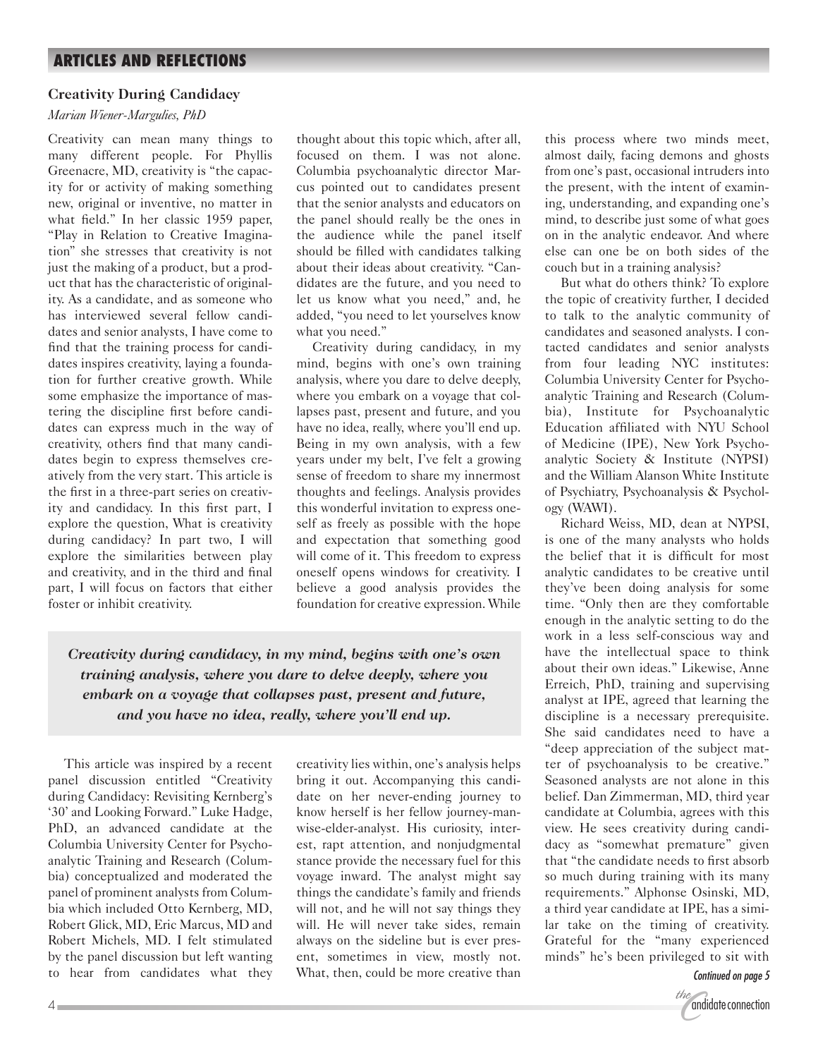## ARTICLES AND REFLECTIONS

### Creativity During Candidacy

*Marian Wiener-Margulies, PhD*

Creativity can mean many things to many different people. For Phyllis Greenacre, MD, creativity is "the capacity for or activity of making something new, original or inventive, no matter in what field." In her classic 1959 paper, "Play in Relation to Creative Imagination" she stresses that creativity is not just the making of a product, but a product that has the characteristic of originality. As a candidate, and as someone who has interviewed several fellow candidates and senior analysts, I have come to find that the training process for candidates inspires creativity, laying a foundation for further creative growth. While some emphasize the importance of mastering the discipline first before candidates can express much in the way of creativity, others find that many candidates begin to express themselves creatively from the very start. This article is the first in a three-part series on creativity and candidacy. In this first part, I explore the question, What is creativity during candidacy? In part two, I will explore the similarities between play and creativity, and in the third and final part, I will focus on factors that either foster or inhibit creativity.

This article was inspired by a recent panel discussion entitled "Creativity during Candidacy: Revisiting Kernberg's '30' and Looking Forward." Luke Hadge, PhD, an advanced candidate at the Columbia University Center for Psychoanalytic Training and Research (Columbia) conceptualized and moderated the panel of prominent analysts from Columbia which included Otto Kernberg, MD, Robert Glick, MD, Eric Marcus, MD and Robert Michels, MD. I felt stimulated by the panel discussion but left wanting to hear from candidates what they thought about this topic which, after all, focused on them. I was not alone. Columbia psychoanalytic director Marcus pointed out to candidates present that the senior analysts and educators on the panel should really be the ones in the audience while the panel itself should be filled with candidates talking about their ideas about creativity. "Candidates are the future, and you need to let us know what you need," and, he added, "you need to let yourselves know what you need."

Creativity during candidacy, in my mind, begins with one's own training analysis, where you dare to delve deeply, where you embark on a voyage that collapses past, present and future, and you have no idea, really, where you'll end up. Being in my own analysis, with a few years under my belt, I've felt a growing sense of freedom to share my innermost thoughts and feelings. Analysis provides this wonderful invitation to express oneself as freely as possible with the hope and expectation that something good will come of it. This freedom to express oneself opens windows for creativity. I believe a good analysis provides the foundation for creative expression. While creativity lies within, one's analysis helps bring it out. Accompanying this candidate on her never-ending journey to know herself is her fellow journey-man-wise-elder-analyst. His curiosity, interest, rapt attention, and nonjudgmental stance provide the necessary fuel for this voyage inward. The analyst might say things the candidate's family and friends will not, and he will not say things they will. He will never take sides, remain always on the sideline but is ever present, sometimes in view, mostly not. What, then, could be more creative than this process where two minds meet, almost daily, facing demons and ghosts from one's past, occasional intruders into the present, with the intent of examining, understanding, and expanding one's mind, to describe just some of what goes on in the analytic endeavor. And where else can one be on both sides of the couch but in a training analysis?

> ***Creativity during candidacy, in my mind, begins with one's own training analysis, where you dare to delve deeply, where you embark on a voyage that collapses past, present and future, and you have no idea, really, where you'll end up.***

But what do others think? To explore the topic of creativity further, I decided to talk to the analytic community of candidates and seasoned analysts. I contacted candidates and senior analysts from four leading NYC institutes: Columbia University Center for Psychoanalytic Training and Research (Columbia), Institute for Psychoanalytic Education affiliated with NYU School of Medicine (IPE), New York Psychoanalytic Society & Institute (NYPSI) and the William Alanson White Institute of Psychiatry, Psychoanalysis & Psychology (WAWI).

Richard Weiss, MD, dean at NYPSI, is one of the many analysts who holds the belief that it is difficult for most analytic candidates to be creative until they've been doing analysis for some time. "Only then are they comfortable enough in the analytic setting to do the work in a less self-conscious way and have the intellectual space to think about their own ideas." Likewise, Anne Erreich, PhD, training and supervising analyst at IPE, agreed that learning the discipline is a necessary prerequisite. She said candidates need to have a "deep appreciation of the subject matter of psychoanalysis to be creative." Seasoned analysts are not alone in this belief. Dan Zimmerman, MD, third year candidate at Columbia, agrees with this view. He sees creativity during candidacy as "somewhat premature" given that "the candidate needs to first absorb so much during training with its many requirements." Alphonse Osinski, MD, a third year candidate at IPE, has a similar take on the timing of creativity. Grateful for the "many experienced minds" he's been privileged to sit with

*Continued on page 5*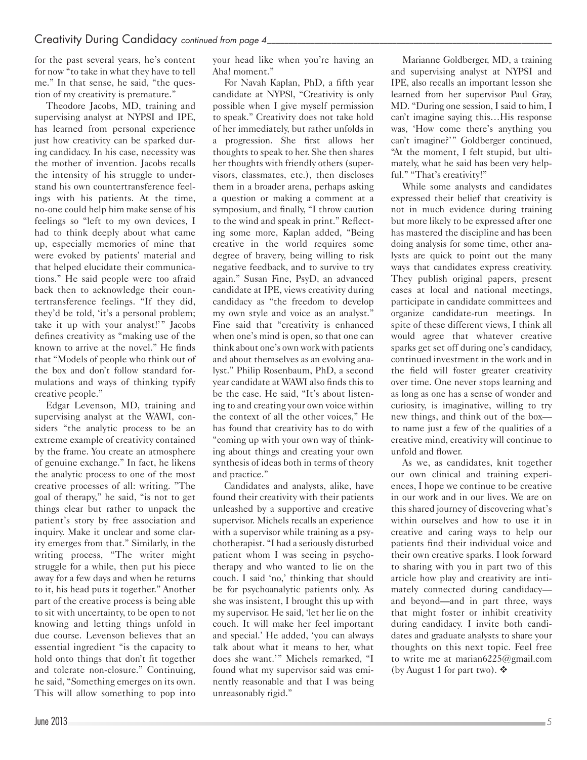## Creativity During Candidacy *continued from page 4*

for the past several years, he's content for now "to take in what they have to tell me." In that sense, he said, "the question of my creativity is premature."

Theodore Jacobs, MD, training and supervising analyst at NYPSI and IPE, has learned from personal experience just how creativity can be sparked during candidacy. In his case, necessity was the mother of invention. Jacobs recalls the intensity of his struggle to understand his own countertransference feelings with his patients. At the time, no-one could help him make sense of his feelings so "left to my own devices, I had to think deeply about what came up, especially memories of mine that were evoked by patients' material and that helped elucidate their communications." He said people were too afraid back then to acknowledge their countertransference feelings. "If they did, they'd be told, 'it's a personal problem; take it up with your analyst!'" Jacobs defines creativity as "making use of the known to arrive at the novel." He finds that "Models of people who think out of the box and don't follow standard formulations and ways of thinking typify creative people."

Edgar Levenson, MD, training and supervising analyst at the WAWI, considers "the analytic process to be an extreme example of creativity contained by the frame. You create an atmosphere of genuine exchange." In fact, he likens the analytic process to one of the most creative processes of all: writing. "The goal of therapy," he said, "is not to get things clear but rather to unpack the patient's story by free association and inquiry. Make it unclear and some clarity emerges from that." Similarly, in the writing process, "The writer might struggle for a while, then put his piece away for a few days and when he returns to it, his head puts it together." Another part of the creative process is being able to sit with uncertainty, to be open to not knowing and letting things unfold in due course. Levenson believes that an essential ingredient "is the capacity to hold onto things that don't fit together and tolerate non-closure." Continuing, he said, "Something emerges on its own. This will allow something to pop into your head like when you're having an Aha! moment."

For Navah Kaplan, PhD, a fifth year candidate at NYPSI, "Creativity is only possible when I give myself permission to speak." Creativity does not take hold of her immediately, but rather unfolds in a progression. She first allows her thoughts to speak to her. She then shares her thoughts with friendly others (supervisors, classmates, etc.), then discloses them in a broader arena, perhaps asking a question or making a comment at a symposium, and finally, "I throw caution to the wind and speak in print." Reflecting some more, Kaplan added, "Being creative in the world requires some degree of bravery, being willing to risk negative feedback, and to survive to try again." Susan Fine, PsyD, an advanced candidate at IPE, views creativity during candidacy as "the freedom to develop my own style and voice as an analyst." Fine said that "creativity is enhanced when one's mind is open, so that one can think about one's own work with patients and about themselves as an evolving analyst." Philip Rosenbaum, PhD, a second year candidate at WAWI also finds this to be the case. He said, "It's about listening to and creating your own voice within the context of all the other voices," He has found that creativity has to do with "coming up with your own way of thinking about things and creating your own synthesis of ideas both in terms of theory and practice."

Candidates and analysts, alike, have found their creativity with their patients unleashed by a supportive and creative supervisor. Michels recalls an experience with a supervisor while training as a psychotherapist. "I had a seriously disturbed patient whom I was seeing in psychotherapy and who wanted to lie on the couch. I said 'no,' thinking that should be for psychoanalytic patients only. As she was insistent, I brought this up with my supervisor. He said, 'let her lie on the couch. It will make her feel important and special.' He added, 'you can always talk about what it means to her, what does she want.'" Michels remarked, "I found what my supervisor said was eminently reasonable and that I was being unreasonably rigid."

Marianne Goldberger, MD, a training and supervising analyst at NYPSI and IPE, also recalls an important lesson she learned from her supervisor Paul Gray, MD. "During one session, I said to him, I can't imagine saying this…His response was, 'How come there's anything you can't imagine?'" Goldberger continued, "At the moment, I felt stupid, but ultimately, what he said has been very helpful." "That's creativity!"

While some analysts and candidates expressed their belief that creativity is not in much evidence during training but more likely to be expressed after one has mastered the discipline and has been doing analysis for some time, other analysts are quick to point out the many ways that candidates express creativity. They publish original papers, present cases at local and national meetings, participate in candidate committees and organize candidate-run meetings. In spite of these different views, I think all would agree that whatever creative sparks get set off during one's candidacy, continued investment in the work and in the field will foster greater creativity over time. One never stops learning and as long as one has a sense of wonder and curiosity, is imaginative, willing to try new things, and think out of the box—to name just a few of the qualities of a creative mind, creativity will continue to unfold and flower.

As we, as candidates, knit together our own clinical and training experiences, I hope we continue to be creative in our work and in our lives. We are on this shared journey of discovering what's within ourselves and how to use it in creative and caring ways to help our patients find their individual voice and their own creative sparks. I look forward to sharing with you in part two of this article how play and creativity are intimately connected during candidacy—and beyond—and in part three, ways that might foster or inhibit creativity during candidacy. I invite both candidates and graduate analysts to share your thoughts on this next topic. Feel free to write me at marian6225@gmail.com (by August 1 for part two). ❖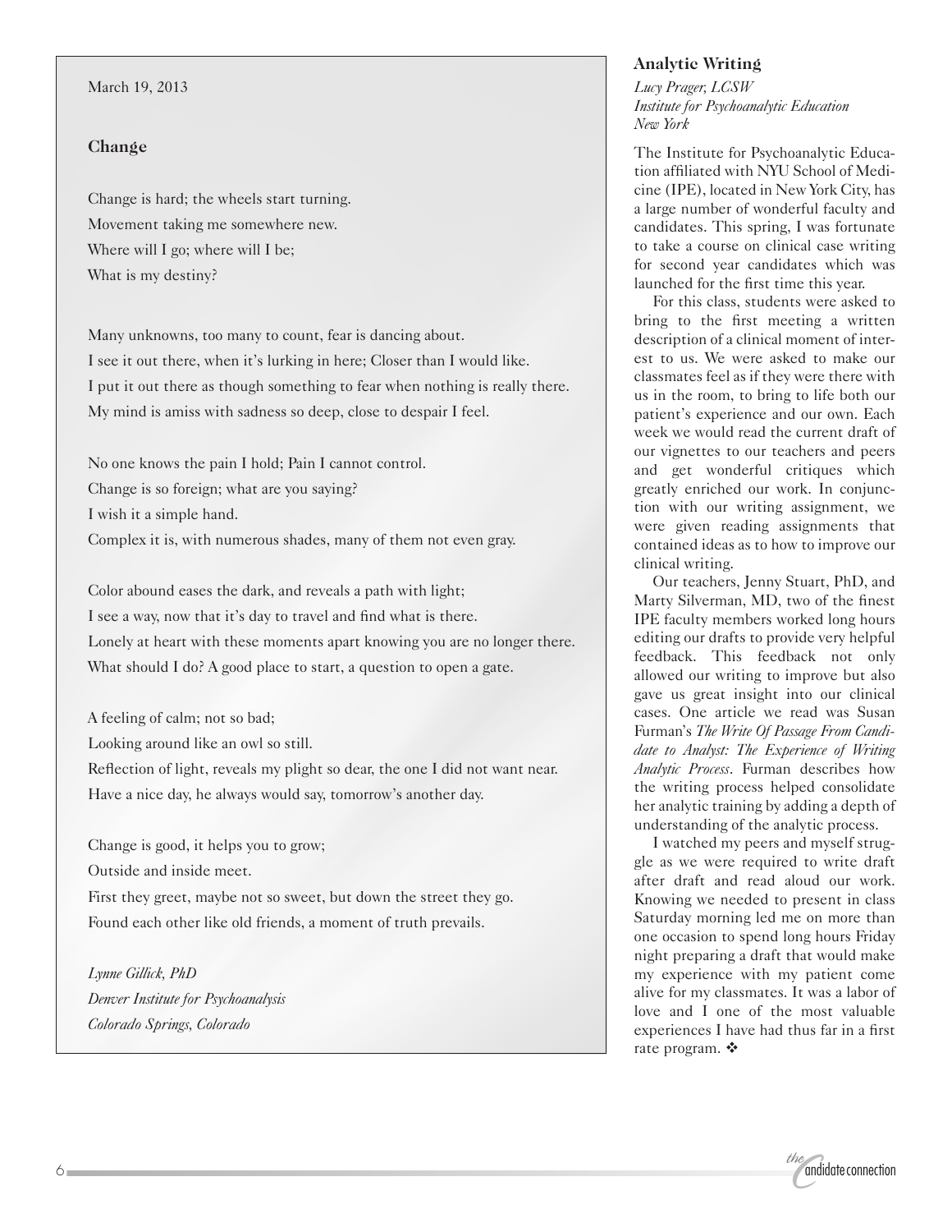March 19, 2013

### Change

Change is hard; the wheels start turning.
Movement taking me somewhere new.
Where will I go; where will I be;
What is my destiny?

Many unknowns, too many to count, fear is dancing about.
I see it out there, when it's lurking in here; Closer than I would like.
I put it out there as though something to fear when nothing is really there.
My mind is amiss with sadness so deep, close to despair I feel.

No one knows the pain I hold; Pain I cannot control.
Change is so foreign; what are you saying?
I wish it a simple hand.
Complex it is, with numerous shades, many of them not even gray.

Color abound eases the dark, and reveals a path with light;
I see a way, now that it's day to travel and find what is there.
Lonely at heart with these moments apart knowing you are no longer there.
What should I do? A good place to start, a question to open a gate.

A feeling of calm; not so bad;
Looking around like an owl so still.
Reflection of light, reveals my plight so dear, the one I did not want near.
Have a nice day, he always would say, tomorrow's another day.

Change is good, it helps you to grow;
Outside and inside meet.
First they greet, maybe not so sweet, but down the street they go.
Found each other like old friends, a moment of truth prevails.

*Lynne Gillick, PhD*
*Denver Institute for Psychoanalysis*
*Colorado Springs, Colorado*

### Analytic Writing

*Lucy Prager, LCSW*
*Institute for Psychoanalytic Education*
*New York*

The Institute for Psychoanalytic Education affiliated with NYU School of Medicine (IPE), located in New York City, has a large number of wonderful faculty and candidates. This spring, I was fortunate to take a course on clinical case writing for second year candidates which was launched for the first time this year.

For this class, students were asked to bring to the first meeting a written description of a clinical moment of interest to us. We were asked to make our classmates feel as if they were there with us in the room, to bring to life both our patient's experience and our own. Each week we would read the current draft of our vignettes to our teachers and peers and get wonderful critiques which greatly enriched our work. In conjunction with our writing assignment, we were given reading assignments that contained ideas as to how to improve our clinical writing.

Our teachers, Jenny Stuart, PhD, and Marty Silverman, MD, two of the finest IPE faculty members worked long hours editing our drafts to provide very helpful feedback. This feedback not only allowed our writing to improve but also gave us great insight into our clinical cases. One article we read was Susan Furman's *The Write Of Passage From Candidate to Analyst: The Experience of Writing Analytic Process*. Furman describes how the writing process helped consolidate her analytic training by adding a depth of understanding of the analytic process.

I watched my peers and myself struggle as we were required to write draft after draft and read aloud our work. Knowing we needed to present in class Saturday morning led me on more than one occasion to spend long hours Friday night preparing a draft that would make my experience with my patient come alive for my classmates. It was a labor of love and I one of the most valuable experiences I have had thus far in a first rate program. ❖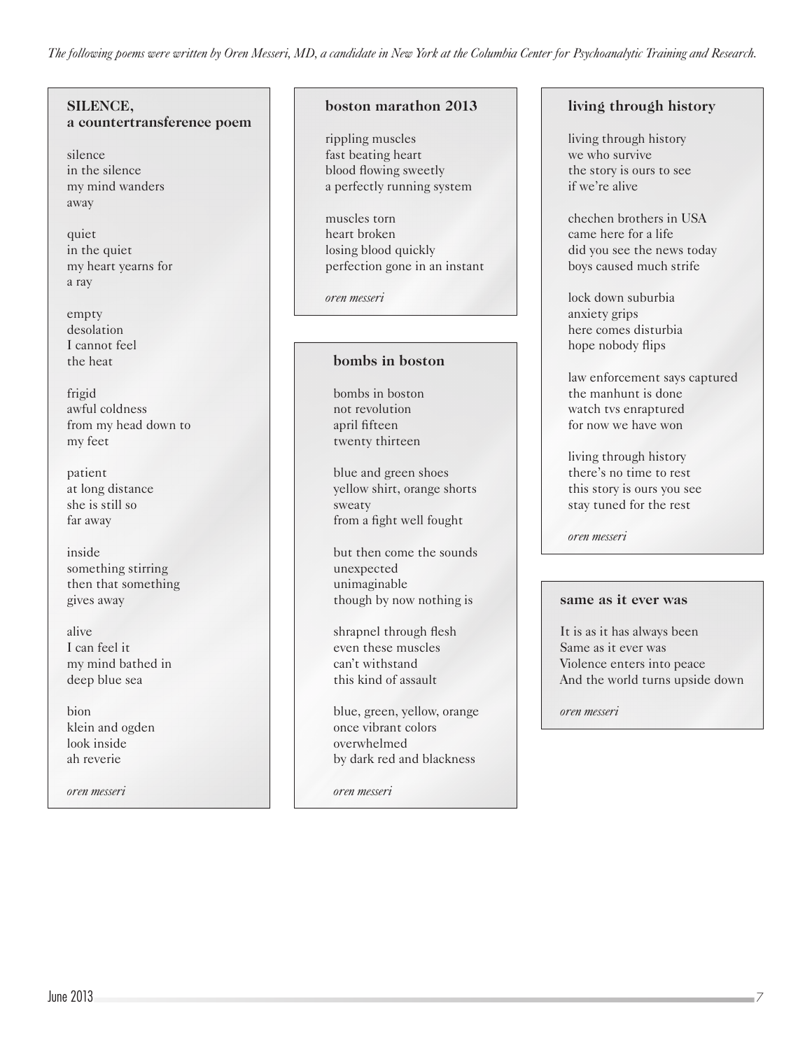*The following poems were written by Oren Messeri, MD, a candidate in New York at the Columbia Center for Psychoanalytic Training and Research.*

### SILENCE, a countertransference poem

silence
in the silence
my mind wanders
away

quiet
in the quiet
my heart yearns for
a ray

empty
desolation
I cannot feel
the heat

frigid
awful coldness
from my head down to
my feet

patient
at long distance
she is still so
far away

inside
something stirring
then that something
gives away

alive
I can feel it
my mind bathed in
deep blue sea

bion
klein and ogden
look inside
ah reverie

*oren messeri*

### boston marathon 2013

rippling muscles
fast beating heart
blood flowing sweetly
a perfectly running system

muscles torn
heart broken
losing blood quickly
perfection gone in an instant

*oren messeri*

### bombs in boston

bombs in boston
not revolution
april fifteen
twenty thirteen

blue and green shoes
yellow shirt, orange shorts
sweaty
from a fight well fought

but then come the sounds
unexpected
unimaginable
though by now nothing is

shrapnel through flesh
even these muscles
can't withstand
this kind of assault

blue, green, yellow, orange
once vibrant colors
overwhelmed
by dark red and blackness

*oren messeri*

### living through history

living through history
we who survive
the story is ours to see
if we're alive

chechen brothers in USA
came here for a life
did you see the news today
boys caused much strife

lock down suburbia
anxiety grips
here comes disturbia
hope nobody flips

law enforcement says captured
the manhunt is done
watch tvs enraptured
for now we have won

living through history
there's no time to rest
this story is ours you see
stay tuned for the rest

*oren messeri*

### same as it ever was

It is as it has always been
Same as it ever was
Violence enters into peace
And the world turns upside down

*oren messeri*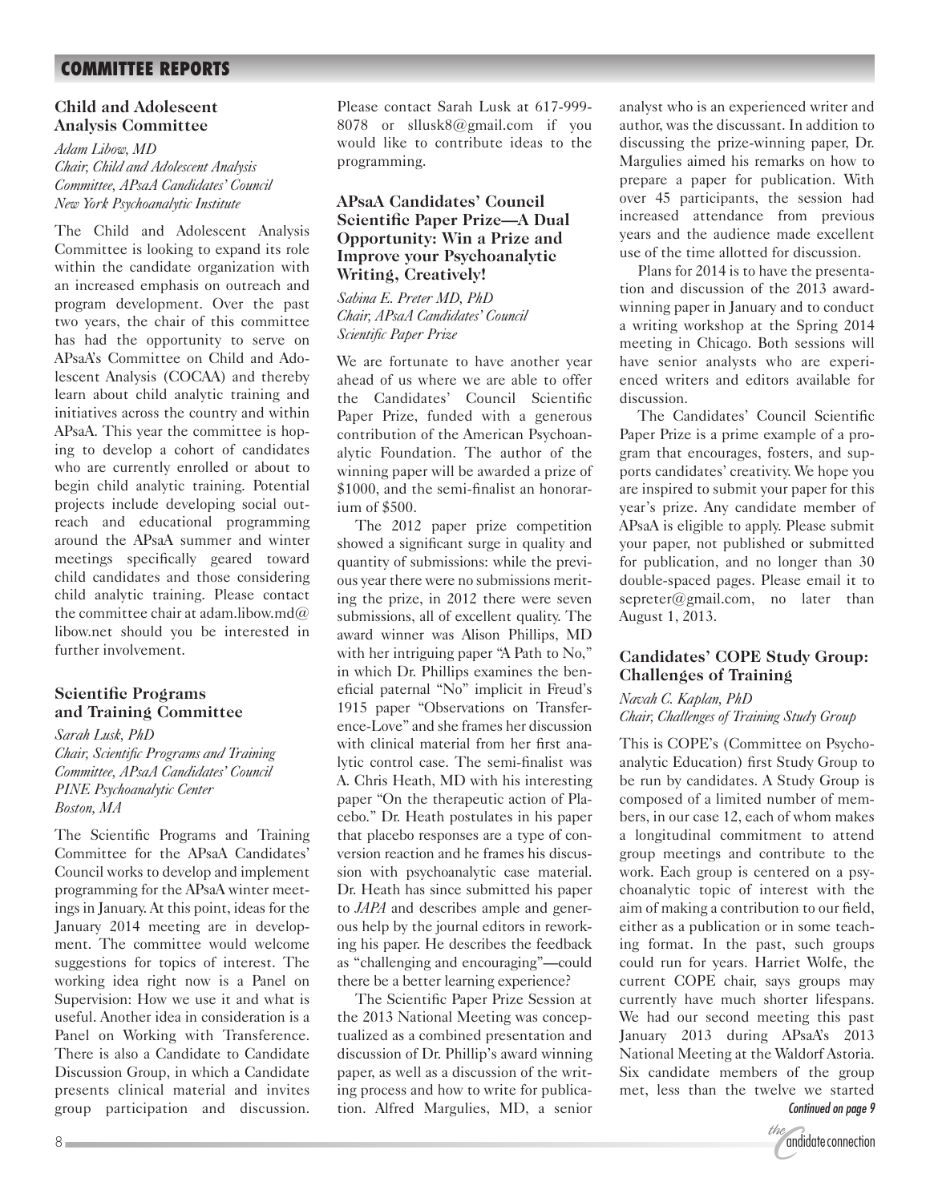## COMMITTEE REPORTS

### Child and Adolescent Analysis Committee

*Adam Libow, MD*
*Chair, Child and Adolescent Analysis Committee, APsaA Candidates' Council*
*New York Psychoanalytic Institute*

The Child and Adolescent Analysis Committee is looking to expand its role within the candidate organization with an increased emphasis on outreach and program development. Over the past two years, the chair of this committee has had the opportunity to serve on APsaA's Committee on Child and Adolescent Analysis (COCAA) and thereby learn about child analytic training and initiatives across the country and within APsaA. This year the committee is hoping to develop a cohort of candidates who are currently enrolled or about to begin child analytic training. Potential projects include developing social outreach and educational programming around the APsaA summer and winter meetings specifically geared toward child candidates and those considering child analytic training. Please contact the committee chair at adam.libow.md@libow.net should you be interested in further involvement.

### Scientific Programs and Training Committee

*Sarah Lusk, PhD*
*Chair, Scientific Programs and Training Committee, APsaA Candidates' Council*
*PINE Psychoanalytic Center*
*Boston, MA*

The Scientific Programs and Training Committee for the APsaA Candidates' Council works to develop and implement programming for the APsaA winter meetings in January. At this point, ideas for the January 2014 meeting are in development. The committee would welcome suggestions for topics of interest. The working idea right now is a Panel on Supervision: How we use it and what is useful. Another idea in consideration is a Panel on Working with Transference. There is also a Candidate to Candidate Discussion Group, in which a Candidate presents clinical material and invites group participation and discussion. Please contact Sarah Lusk at 617-999-8078 or sllusk8@gmail.com if you would like to contribute ideas to the programming.

### APsaA Candidates' Council Scientific Paper Prize—A Dual Opportunity: Win a Prize and Improve your Psychoanalytic Writing, Creatively!

*Sabina E. Preter MD, PhD*
*Chair, APsaA Candidates' Council Scientific Paper Prize*

We are fortunate to have another year ahead of us where we are able to offer the Candidates' Council Scientific Paper Prize, funded with a generous contribution of the American Psychoanalytic Foundation. The author of the winning paper will be awarded a prize of $1000, and the semi-finalist an honorarium of $500.

The 2012 paper prize competition showed a significant surge in quality and quantity of submissions: while the previous year there were no submissions meriting the prize, in 2012 there were seven submissions, all of excellent quality. The award winner was Alison Phillips, MD with her intriguing paper "A Path to No," in which Dr. Phillips examines the beneficial paternal "No" implicit in Freud's 1915 paper "Observations on Transference-Love" and she frames her discussion with clinical material from her first analytic control case. The semi-finalist was A. Chris Heath, MD with his interesting paper "On the therapeutic action of Placebo." Dr. Heath postulates in his paper that placebo responses are a type of conversion reaction and he frames his discussion with psychoanalytic case material. Dr. Heath has since submitted his paper to *JAPA* and describes ample and generous help by the journal editors in reworking his paper. He describes the feedback as "challenging and encouraging"—could there be a better learning experience?

The Scientific Paper Prize Session at the 2013 National Meeting was conceptualized as a combined presentation and discussion of Dr. Phillip's award winning paper, as well as a discussion of the writing process and how to write for publication. Alfred Margulies, MD, a senior analyst who is an experienced writer and author, was the discussant. In addition to discussing the prize-winning paper, Dr. Margulies aimed his remarks on how to prepare a paper for publication. With over 45 participants, the session had increased attendance from previous years and the audience made excellent use of the time allotted for discussion.

Plans for 2014 is to have the presentation and discussion of the 2013 award-winning paper in January and to conduct a writing workshop at the Spring 2014 meeting in Chicago. Both sessions will have senior analysts who are experienced writers and editors available for discussion.

The Candidates' Council Scientific Paper Prize is a prime example of a program that encourages, fosters, and supports candidates' creativity. We hope you are inspired to submit your paper for this year's prize. Any candidate member of APsaA is eligible to apply. Please submit your paper, not published or submitted for publication, and no longer than 30 double-spaced pages. Please email it to sepreter@gmail.com, no later than August 1, 2013.

### Candidates' COPE Study Group: Challenges of Training

*Navah C. Kaplan, PhD*
*Chair, Challenges of Training Study Group*

This is COPE's (Committee on Psychoanalytic Education) first Study Group to be run by candidates. A Study Group is composed of a limited number of members, in our case 12, each of whom makes a longitudinal commitment to attend group meetings and contribute to the work. Each group is centered on a psychoanalytic topic of interest with the aim of making a contribution to our field, either as a publication or in some teaching format. In the past, such groups could run for years. Harriet Wolfe, the current COPE chair, says groups may currently have much shorter lifespans. We had our second meeting this past January 2013 during APsaA's 2013 National Meeting at the Waldorf Astoria. Six candidate members of the group met, less than the twelve we started

*Continued on page 9*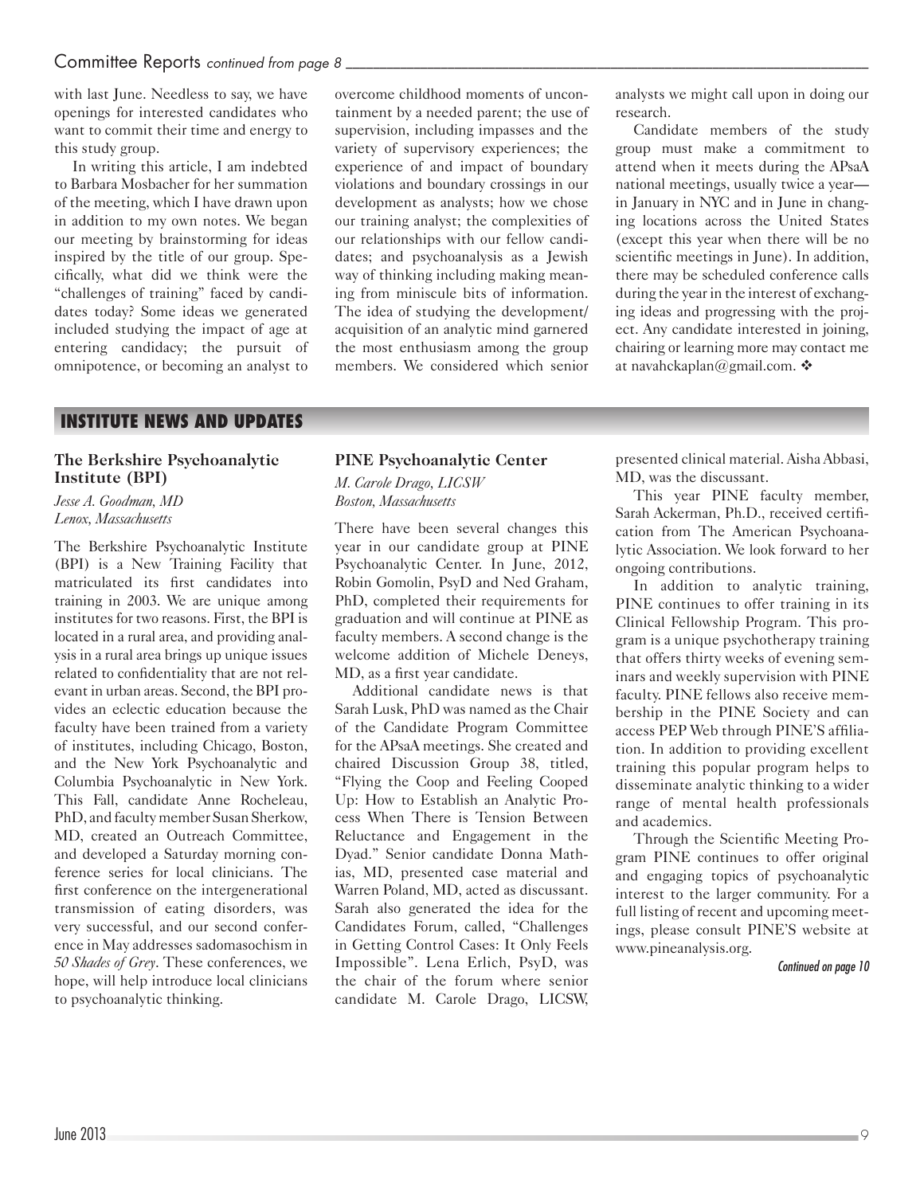with last June. Needless to say, we have openings for interested candidates who want to commit their time and energy to this study group.

In writing this article, I am indebted to Barbara Mosbacher for her summation of the meeting, which I have drawn upon in addition to my own notes. We began our meeting by brainstorming for ideas inspired by the title of our group. Specifically, what did we think were the "challenges of training" faced by candidates today? Some ideas we generated included studying the impact of age at entering candidacy; the pursuit of omnipotence, or becoming an analyst to overcome childhood moments of uncontainment by a needed parent; the use of supervision, including impasses and the variety of supervisory experiences; the experience of and impact of boundary violations and boundary crossings in our development as analysts; how we chose our training analyst; the complexities of our relationships with our fellow candidates; and psychoanalysis as a Jewish way of thinking including making meaning from miniscule bits of information. The idea of studying the development/acquisition of an analytic mind garnered the most enthusiasm among the group members. We considered which senior analysts we might call upon in doing our research.

Candidate members of the study group must make a commitment to attend when it meets during the APsaA national meetings, usually twice a year—in January in NYC and in June in changing locations across the United States (except this year when there will be no scientific meetings in June). In addition, there may be scheduled conference calls during the year in the interest of exchanging ideas and progressing with the project. Any candidate interested in joining, chairing or learning more may contact me at navahckaplan@gmail.com. ❖

## INSTITUTE NEWS AND UPDATES

### The Berkshire Psychoanalytic Institute (BPI)

*Jesse A. Goodman, MD*
*Lenox, Massachusetts*

The Berkshire Psychoanalytic Institute (BPI) is a New Training Facility that matriculated its first candidates into training in 2003. We are unique among institutes for two reasons. First, the BPI is located in a rural area, and providing analysis in a rural area brings up unique issues related to confidentiality that are not relevant in urban areas. Second, the BPI provides an eclectic education because the faculty have been trained from a variety of institutes, including Chicago, Boston, and the New York Psychoanalytic and Columbia Psychoanalytic in New York. This Fall, candidate Anne Rocheleau, PhD, and faculty member Susan Sherkow, MD, created an Outreach Committee, and developed a Saturday morning conference series for local clinicians. The first conference on the intergenerational transmission of eating disorders, was very successful, and our second conference in May addresses sadomasochism in *50 Shades of Grey*. These conferences, we hope, will help introduce local clinicians to psychoanalytic thinking.

### PINE Psychoanalytic Center

*M. Carole Drago, LICSW*
*Boston, Massachusetts*

There have been several changes this year in our candidate group at PINE Psychoanalytic Center. In June, 2012, Robin Gomolin, PsyD and Ned Graham, PhD, completed their requirements for graduation and will continue at PINE as faculty members. A second change is the welcome addition of Michele Deneys, MD, as a first year candidate.

Additional candidate news is that Sarah Lusk, PhD was named as the Chair of the Candidate Program Committee for the APsaA meetings. She created and chaired Discussion Group 38, titled, "Flying the Coop and Feeling Cooped Up: How to Establish an Analytic Process When There is Tension Between Reluctance and Engagement in the Dyad." Senior candidate Donna Mathias, MD, presented case material and Warren Poland, MD, acted as discussant. Sarah also generated the idea for the Candidates Forum, called, "Challenges in Getting Control Cases: It Only Feels Impossible". Lena Erlich, PsyD, was the chair of the forum where senior candidate M. Carole Drago, LICSW, presented clinical material. Aisha Abbasi, MD, was the discussant.

This year PINE faculty member, Sarah Ackerman, Ph.D., received certification from The American Psychoanalytic Association. We look forward to her ongoing contributions.

In addition to analytic training, PINE continues to offer training in its Clinical Fellowship Program. This program is a unique psychotherapy training that offers thirty weeks of evening seminars and weekly supervision with PINE faculty. PINE fellows also receive membership in the PINE Society and can access PEP Web through PINE'S affiliation. In addition to providing excellent training this popular program helps to disseminate analytic thinking to a wider range of mental health professionals and academics.

Through the Scientific Meeting Program PINE continues to offer original and engaging topics of psychoanalytic interest to the larger community. For a full listing of recent and upcoming meetings, please consult PINE'S website at www.pineanalysis.org.

*Continued on page 10*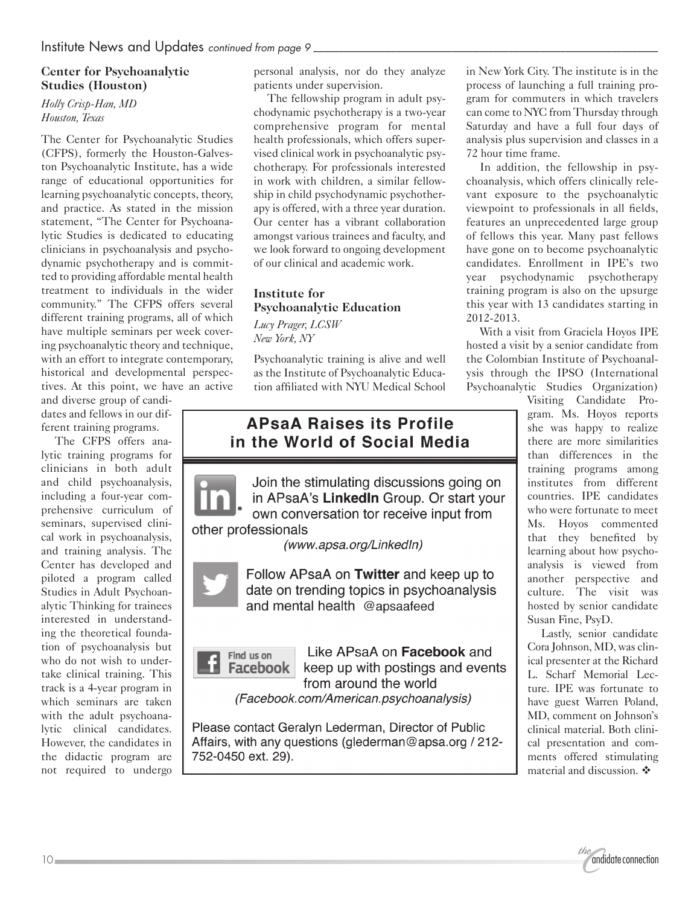Institute News and Updates *continued from page 9*

### Center for Psychoanalytic Studies (Houston)

*Holly Crisp-Han, MD*
*Houston, Texas*

The Center for Psychoanalytic Studies (CFPS), formerly the Houston-Galveston Psychoanalytic Institute, has a wide range of educational opportunities for learning psychoanalytic concepts, theory, and practice. As stated in the mission statement, "The Center for Psychoanalytic Studies is dedicated to educating clinicians in psychoanalysis and psychodynamic psychotherapy and is committed to providing affordable mental health treatment to individuals in the wider community." The CFPS offers several different training programs, all of which have multiple seminars per week covering psychoanalytic theory and technique, with an effort to integrate contemporary, historical and developmental perspectives. At this point, we have an active and diverse group of candidates and fellows in our different training programs.

The CFPS offers analytic training programs for clinicians in both adult and child psychoanalysis, including a four-year comprehensive curriculum of seminars, supervised clinical work in psychoanalysis, and training analysis. The Center has developed and piloted a program called Studies in Adult Psychoanalytic Thinking for trainees interested in understanding the theoretical foundation of psychoanalysis but who do not wish to undertake clinical training. This track is a 4-year program in which seminars are taken with the adult psychoanalytic clinical candidates. However, the candidates in the didactic program are not required to undergo personal analysis, nor do they analyze patients under supervision.

The fellowship program in adult psychodynamic psychotherapy is a two-year comprehensive program for mental health professionals, which offers supervised clinical work in psychoanalytic psychotherapy. For professionals interested in work with children, a similar fellowship in child psychodynamic psychotherapy is offered, with a three year duration. Our center has a vibrant collaboration amongst various trainees and faculty, and we look forward to ongoing development of our clinical and academic work.

### Institute for Psychoanalytic Education

*Lucy Prager, LCSW*
*New York, NY*

Psychoanalytic training is alive and well as the Institute of Psychoanalytic Education affiliated with NYU Medical School in New York City. The institute is in the process of launching a full training program for commuters in which travelers can come to NYC from Thursday through Saturday and have a full four days of analysis plus supervision and classes in a 72 hour time frame.

In addition, the fellowship in psychoanalysis, which offers clinically relevant exposure to the psychoanalytic viewpoint to professionals in all fields, features an unprecedented large group of fellows this year. Many past fellows have gone on to become psychoanalytic candidates. Enrollment in IPE's two year psychodynamic psychotherapy training program is also on the upsurge this year with 13 candidates starting in 2012-2013.

With a visit from Graciela Hoyos IPE hosted a visit by a senior candidate from the Colombian Institute of Psychoanalysis through the IPSO (International Psychoanalytic Studies Organization) Visiting Candidate Program. Ms. Hoyos reports she was happy to realize there are more similarities than differences in the training programs among institutes from different countries. IPE candidates who were fortunate to meet Ms. Hoyos commented that they benefited by learning about how psychoanalysis is viewed from another perspective and culture. The visit was hosted by senior candidate Susan Fine, PsyD.

Lastly, senior candidate Cora Johnson, MD, was clinical presenter at the Richard L. Scharf Memorial Lecture. IPE was fortunate to have guest Warren Poland, MD, comment on Johnson's clinical material. Both clinical presentation and comments offered stimulating material and discussion. ❖

---

## APsaA Raises its Profile in the World of Social Media

Join the stimulating discussions going on in APsaA's **LinkedIn** Group. Or start your own conversation tor receive input from other professionals

*(www.apsa.org/LinkedIn)*

Follow APsaA on **Twitter** and keep up to date on trending topics in psychoanalysis and mental health @apsaafeed

Find us on Facebook

Like APsaA on **Facebook** and keep up with postings and events from around the world

*(Facebook.com/American.psychoanalysis)*

Please contact Geralyn Lederman, Director of Public Affairs, with any questions (glederman@apsa.org / 212-752-0450 ext. 29).